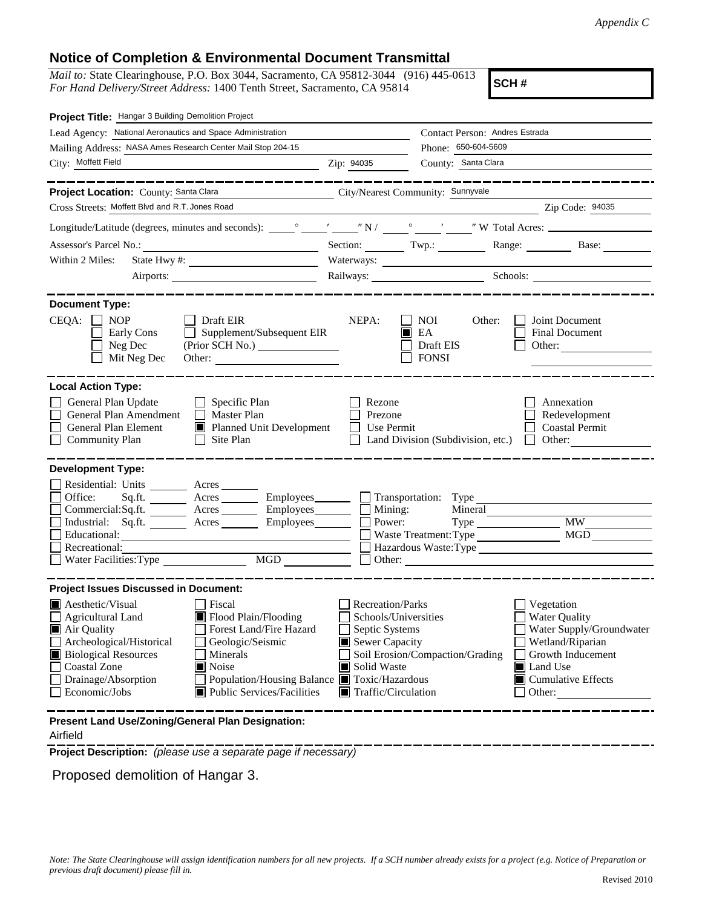*Appendix C*

## Notice of Completion & Environmental Document Transmittal

*Mail to:* State Clearinghouse, P.O. Box 3044, Sacramento, CA 95812-3044 (916) 445-0613
*For Hand Delivery/Street Address:* 1400 Tenth Street, Sacramento, CA 95814

**SCH #**

**Project Title:** Hangar 3 Building Demolition Project

Lead Agency: National Aeronautics and Space Administration
Contact Person: Andres Estrada
Mailing Address: NASA Ames Research Center Mail Stop 204-15
Phone: 650-604-5609
City: Moffett Field
Zip: 94035
County: Santa Clara

**Project Location:** County: Santa Clara
City/Nearest Community: Sunnyvale
Cross Streets: Moffett Blvd and R.T. Jones Road
Zip Code: 94035

Longitude/Latitude (degrees, minutes and seconds): ____° ____′ ____″ N / ____° ____′ ____″ W Total Acres: ____

Assessor's Parcel No.: ____ Section: ____ Twp.: ____ Range: ____ Base: ____

Within 2 Miles: State Hwy #: ____ Waterways: ____
Airports: ____ Railways: ____ Schools: ____

**Document Type:**

CEQA: ☐ NOP ☐ Early Cons ☐ Neg Dec ☐ Mit Neg Dec ☐ Draft EIR ☐ Supplement/Subsequent EIR (Prior SCH No.) ____ Other: ____

NEPA: ☐ NOI ☒ EA ☐ Draft EIS ☐ FONSI

Other: ☐ Joint Document ☐ Final Document ☐ Other: ____

**Local Action Type:**

☐ General Plan Update ☐ General Plan Amendment ☐ General Plan Element ☐ Community Plan ☐ Specific Plan ☐ Master Plan ☒ Planned Unit Development ☐ Site Plan ☐ Rezone ☐ Prezone ☐ Use Permit ☐ Land Division (Subdivision, etc.) ☐ Annexation ☐ Redevelopment ☐ Coastal Permit ☐ Other: ____

**Development Type:**

☐ Residential: Units ____ Acres ____
☐ Office: Sq.ft. ____ Acres ____ Employees ____
☐ Commercial: Sq.ft. ____ Acres ____ Employees ____
☐ Industrial: Sq.ft. ____ Acres ____ Employees ____
☐ Educational: ____
☐ Recreational: ____
☐ Water Facilities: Type ____ MGD ____
☐ Transportation: Type ____
☐ Mining: Mineral ____
☐ Power: Type ____ MW ____
☐ Waste Treatment: Type ____ MGD ____
☐ Hazardous Waste: Type ____
☐ Other: ____

**Project Issues Discussed in Document:**

☒ Aesthetic/Visual ☐ Agricultural Land ☒ Air Quality ☐ Archeological/Historical ☒ Biological Resources ☐ Coastal Zone ☐ Drainage/Absorption ☐ Economic/Jobs ☐ Fiscal ☒ Flood Plain/Flooding ☐ Forest Land/Fire Hazard ☐ Geologic/Seismic ☐ Minerals ☒ Noise ☐ Population/Housing Balance ☒ Public Services/Facilities ☐ Recreation/Parks ☐ Schools/Universities ☐ Septic Systems ☒ Sewer Capacity ☐ Soil Erosion/Compaction/Grading ☒ Solid Waste ☒ Toxic/Hazardous ☒ Traffic/Circulation ☐ Vegetation ☐ Water Quality ☐ Water Supply/Groundwater ☐ Wetland/Riparian ☐ Growth Inducement ☒ Land Use ☒ Cumulative Effects ☐ Other: ____

**Present Land Use/Zoning/General Plan Designation:**

Airfield

**Project Description:** *(please use a separate page if necessary)*

Proposed demolition of Hangar 3.

*Note: The State Clearinghouse will assign identification numbers for all new projects. If a SCH number already exists for a project (e.g. Notice of Preparation or previous draft document) please fill in.*

Revised 2010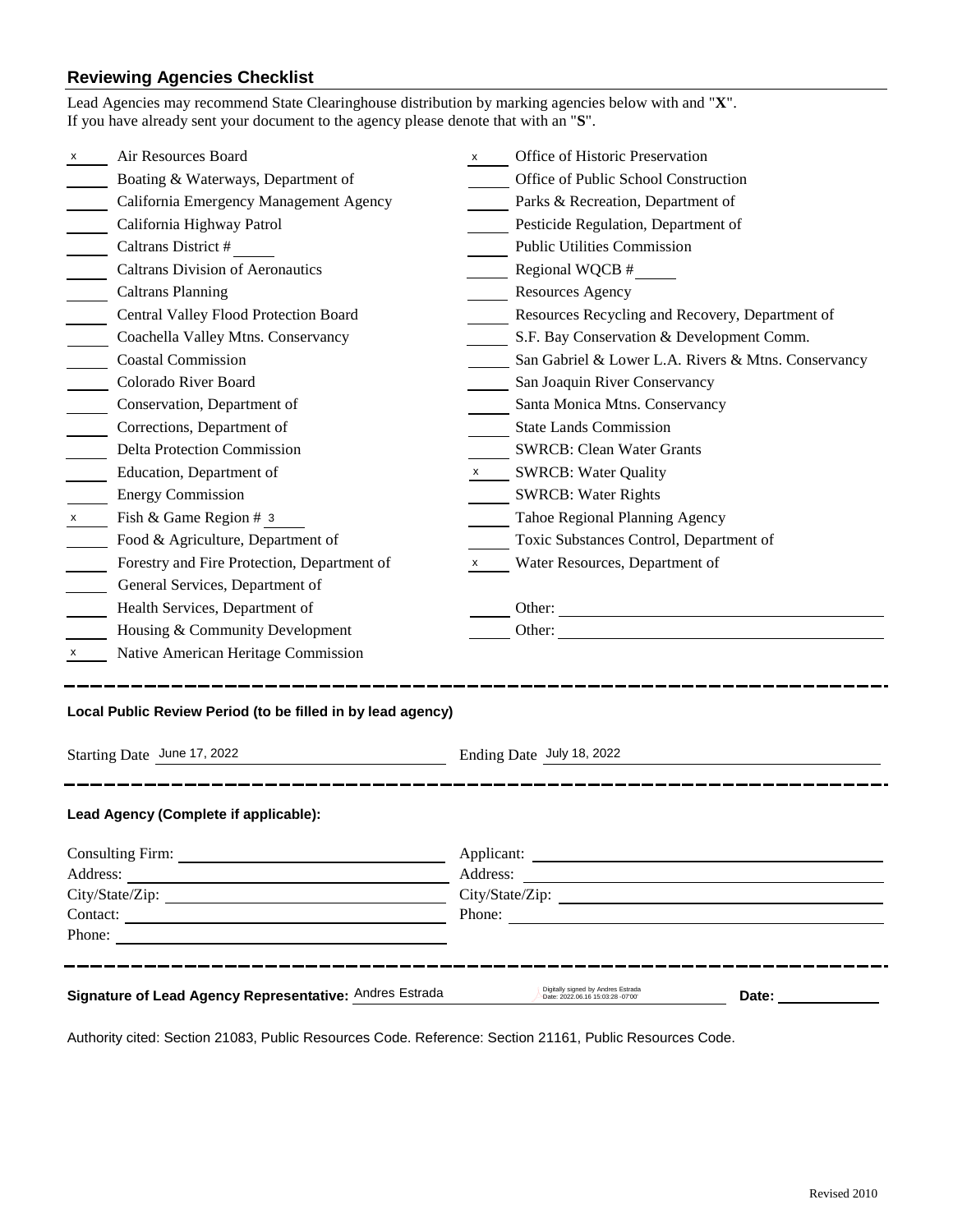## Reviewing Agencies Checklist

Lead Agencies may recommend State Clearinghouse distribution by marking agencies below with and "**X**".
If you have already sent your document to the agency please denote that with an "**S**".

| | | | |
|---|---|---|---|
| x | Air Resources Board | x | Office of Historic Preservation |
| | Boating & Waterways, Department of | | Office of Public School Construction |
| | California Emergency Management Agency | | Parks & Recreation, Department of |
| | California Highway Patrol | | Pesticide Regulation, Department of |
| | Caltrans District # | | Public Utilities Commission |
| | Caltrans Division of Aeronautics | | Regional WQCB # |
| | Caltrans Planning | | Resources Agency |
| | Central Valley Flood Protection Board | | Resources Recycling and Recovery, Department of |
| | Coachella Valley Mtns. Conservancy | | S.F. Bay Conservation & Development Comm. |
| | Coastal Commission | | San Gabriel & Lower L.A. Rivers & Mtns. Conservancy |
| | Colorado River Board | | San Joaquin River Conservancy |
| | Conservation, Department of | | Santa Monica Mtns. Conservancy |
| | Corrections, Department of | | State Lands Commission |
| | Delta Protection Commission | | SWRCB: Clean Water Grants |
| | Education, Department of | x | SWRCB: Water Quality |
| | Energy Commission | | SWRCB: Water Rights |
| x | Fish & Game Region # 3 | | Tahoe Regional Planning Agency |
| | Food & Agriculture, Department of | | Toxic Substances Control, Department of |
| | Forestry and Fire Protection, Department of | x | Water Resources, Department of |
| | General Services, Department of | | |
| | Health Services, Department of | | Other: |
| | Housing & Community Development | | Other: |
| x | Native American Heritage Commission | | |

---

**Local Public Review Period (to be filled in by lead agency)**

Starting Date June 17, 2022　　　Ending Date July 18, 2022

---

**Lead Agency (Complete if applicable):**

Consulting Firm:
Address:
City/State/Zip:
Contact:
Phone:

Applicant:
Address:
City/State/Zip:
Phone:

---

**Signature of Lead Agency Representative:** Andres Estrada　Digitally signed by Andres Estrada Date: 2022.06.16 15:03:28 -07'00'　**Date:**

Authority cited: Section 21083, Public Resources Code. Reference: Section 21161, Public Resources Code.

Revised 2010